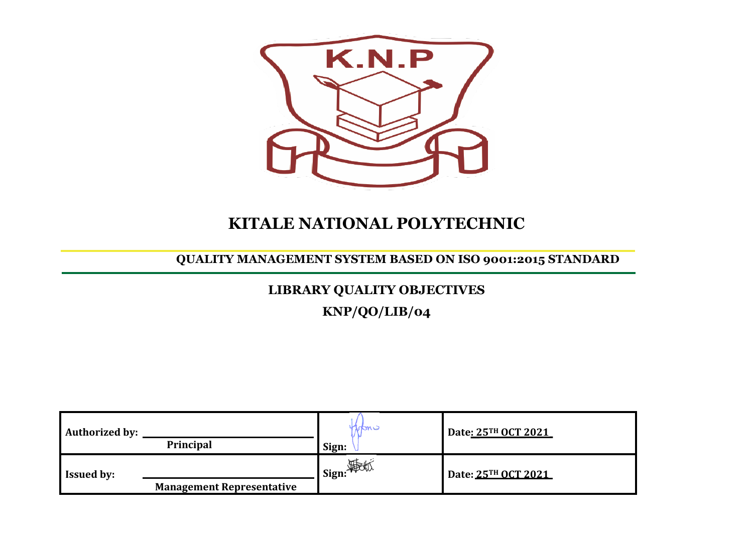K.N.P

# KITALE NATIONAL POLYTECHNIC

**QUALITY MANAGEMENT SYSTEM BASED ON ISO 9001:2015 STANDARD**

## LIBRARY QUALITY OBJECTIVES

## KNP/QO/LIB/04

| Authorized by: Principal | Sign: | Date: 25TH OCT 2021 |
|---|---|---|
| Issued by: Management Representative | Sign: | Date: 25TH OCT 2021 |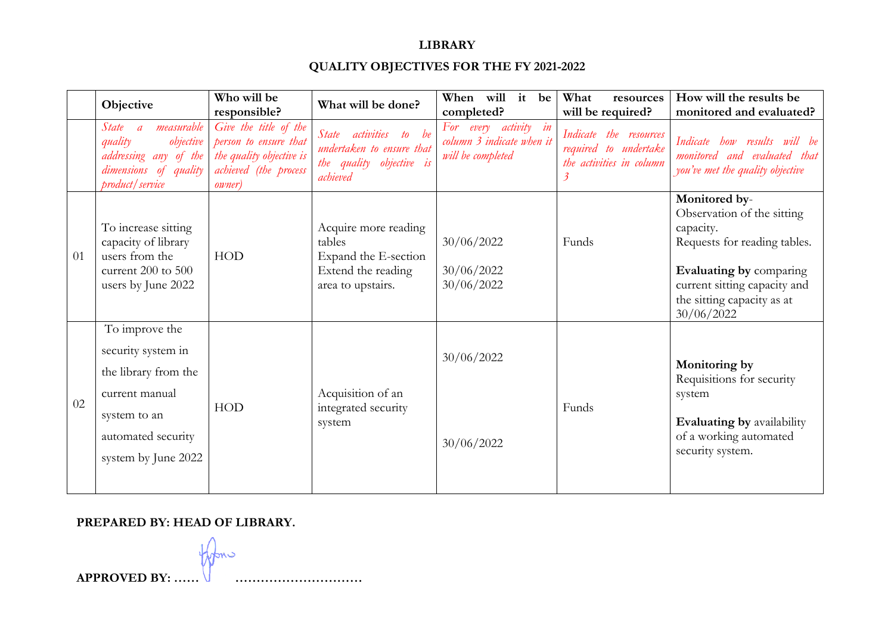**LIBRARY**

**QUALITY OBJECTIVES FOR THE FY 2021-2022**

| | Objective | Who will be responsible? | What will be done? | When will it be completed? | What resources will be required? | How will the results be monitored and evaluated? |
|---|---|---|---|---|---|---|
| | *State a measurable quality objective addressing any of the dimensions of quality product/service* | *Give the title of the person to ensure that the quality objective is achieved (the process owner)* | *State activities to be undertaken to ensure that the quality objective is achieved* | *For every activity in column 3 indicate when it will be completed* | *Indicate the resources required to undertake the activities in column 3* | *Indicate how results will be monitored and evaluated that you've met the quality objective* |
| 01 | To increase sitting capacity of library users from the current 200 to 500 users by June 2022 | HOD | Acquire more reading tables<br>Expand the E-section<br>Extend the reading area to upstairs. | 30/06/2022<br>30/06/2022<br>30/06/2022 | Funds | **Monitored by**-<br>Observation of the sitting capacity.<br>Requests for reading tables.<br>**Evaluating by** comparing current sitting capacity and the sitting capacity as at 30/06/2022 |
| 02 | To improve the security system in the library from the current manual system to an automated security system by June 2022 | HOD | Acquisition of an integrated security system | 30/06/2022<br>30/06/2022 | Funds | **Monitoring by**<br>Requisitions for security system<br>**Evaluating by** availability of a working automated security system. |

**PREPARED BY: HEAD OF LIBRARY.**

**APPROVED BY: ……  …………………………**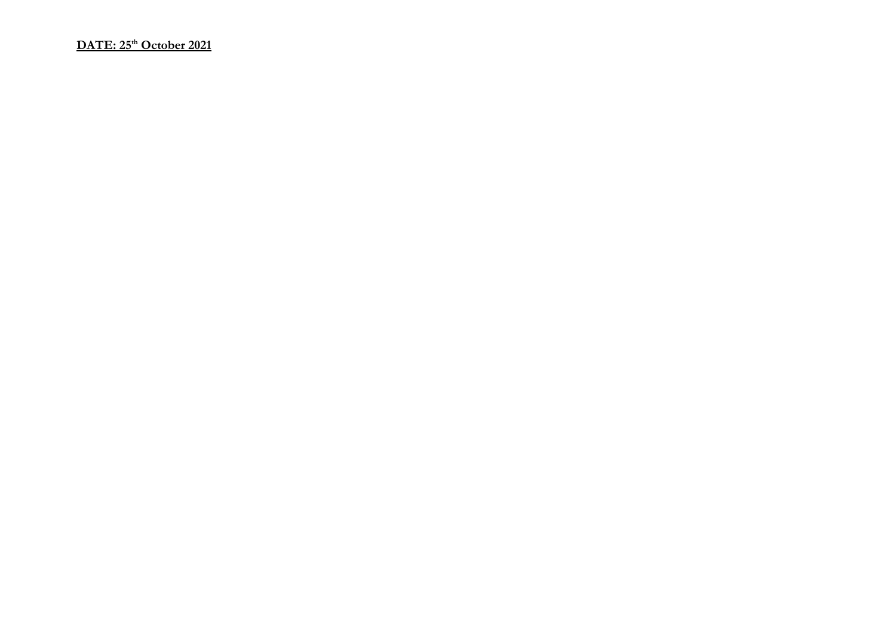**DATE: 25th October 2021**